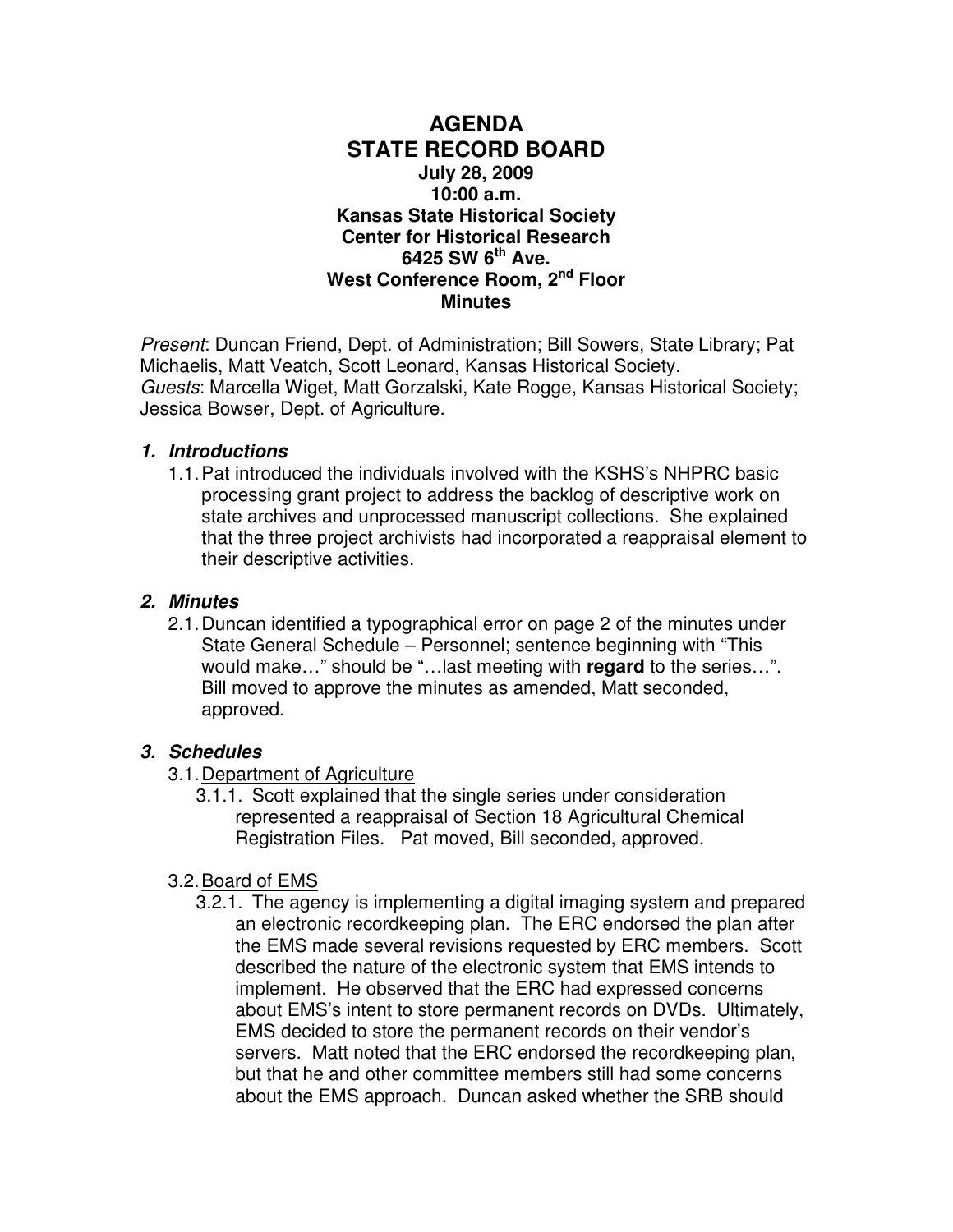# AGENDA
# STATE RECORD BOARD

**July 28, 2009**
**10:00 a.m.**
**Kansas State Historical Society**
**Center for Historical Research**
**6425 SW 6th Ave.**
**West Conference Room, 2nd Floor**
**Minutes**

*Present*: Duncan Friend, Dept. of Administration; Bill Sowers, State Library; Pat Michaelis, Matt Veatch, Scott Leonard, Kansas Historical Society.
*Guests*: Marcella Wiget, Matt Gorzalski, Kate Rogge, Kansas Historical Society; Jessica Bowser, Dept. of Agriculture.

### *1. Introductions*

1.1. Pat introduced the individuals involved with the KSHS's NHPRC basic processing grant project to address the backlog of descriptive work on state archives and unprocessed manuscript collections. She explained that the three project archivists had incorporated a reappraisal element to their descriptive activities.

### *2. Minutes*

2.1. Duncan identified a typographical error on page 2 of the minutes under State General Schedule – Personnel; sentence beginning with "This would make…" should be "…last meeting with **regard** to the series…". Bill moved to approve the minutes as amended, Matt seconded, approved.

### *3. Schedules*

3.1. Department of Agriculture

3.1.1. Scott explained that the single series under consideration represented a reappraisal of Section 18 Agricultural Chemical Registration Files. Pat moved, Bill seconded, approved.

3.2. Board of EMS

3.2.1. The agency is implementing a digital imaging system and prepared an electronic recordkeeping plan. The ERC endorsed the plan after the EMS made several revisions requested by ERC members. Scott described the nature of the electronic system that EMS intends to implement. He observed that the ERC had expressed concerns about EMS's intent to store permanent records on DVDs. Ultimately, EMS decided to store the permanent records on their vendor's servers. Matt noted that the ERC endorsed the recordkeeping plan, but that he and other committee members still had some concerns about the EMS approach. Duncan asked whether the SRB should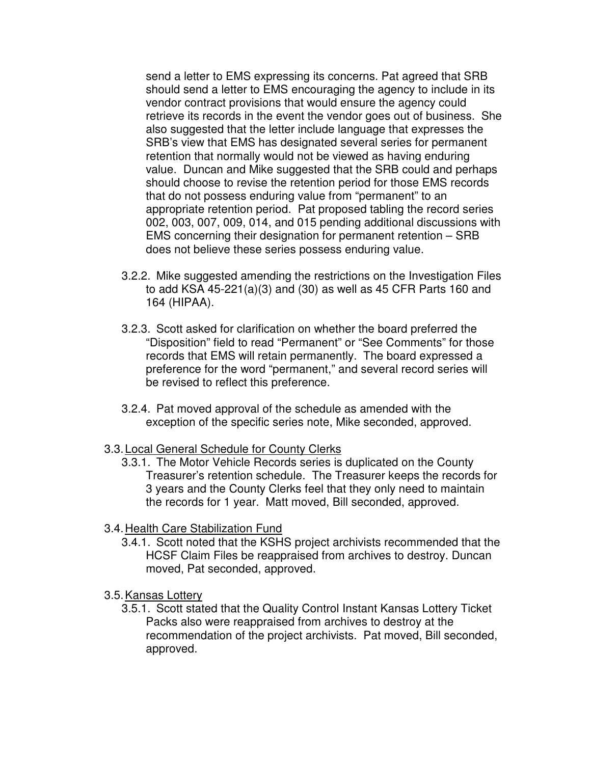send a letter to EMS expressing its concerns. Pat agreed that SRB should send a letter to EMS encouraging the agency to include in its vendor contract provisions that would ensure the agency could retrieve its records in the event the vendor goes out of business. She also suggested that the letter include language that expresses the SRB's view that EMS has designated several series for permanent retention that normally would not be viewed as having enduring value. Duncan and Mike suggested that the SRB could and perhaps should choose to revise the retention period for those EMS records that do not possess enduring value from "permanent" to an appropriate retention period. Pat proposed tabling the record series 002, 003, 007, 009, 014, and 015 pending additional discussions with EMS concerning their designation for permanent retention – SRB does not believe these series possess enduring value.

3.2.2. Mike suggested amending the restrictions on the Investigation Files to add KSA 45-221(a)(3) and (30) as well as 45 CFR Parts 160 and 164 (HIPAA).

3.2.3. Scott asked for clarification on whether the board preferred the "Disposition" field to read "Permanent" or "See Comments" for those records that EMS will retain permanently. The board expressed a preference for the word "permanent," and several record series will be revised to reflect this preference.

3.2.4. Pat moved approval of the schedule as amended with the exception of the specific series note, Mike seconded, approved.

3.3. <u>Local General Schedule for County Clerks</u>

3.3.1. The Motor Vehicle Records series is duplicated on the County Treasurer's retention schedule. The Treasurer keeps the records for 3 years and the County Clerks feel that they only need to maintain the records for 1 year. Matt moved, Bill seconded, approved.

3.4. <u>Health Care Stabilization Fund</u>

3.4.1. Scott noted that the KSHS project archivists recommended that the HCSF Claim Files be reappraised from archives to destroy. Duncan moved, Pat seconded, approved.

3.5. <u>Kansas Lottery</u>

3.5.1. Scott stated that the Quality Control Instant Kansas Lottery Ticket Packs also were reappraised from archives to destroy at the recommendation of the project archivists. Pat moved, Bill seconded, approved.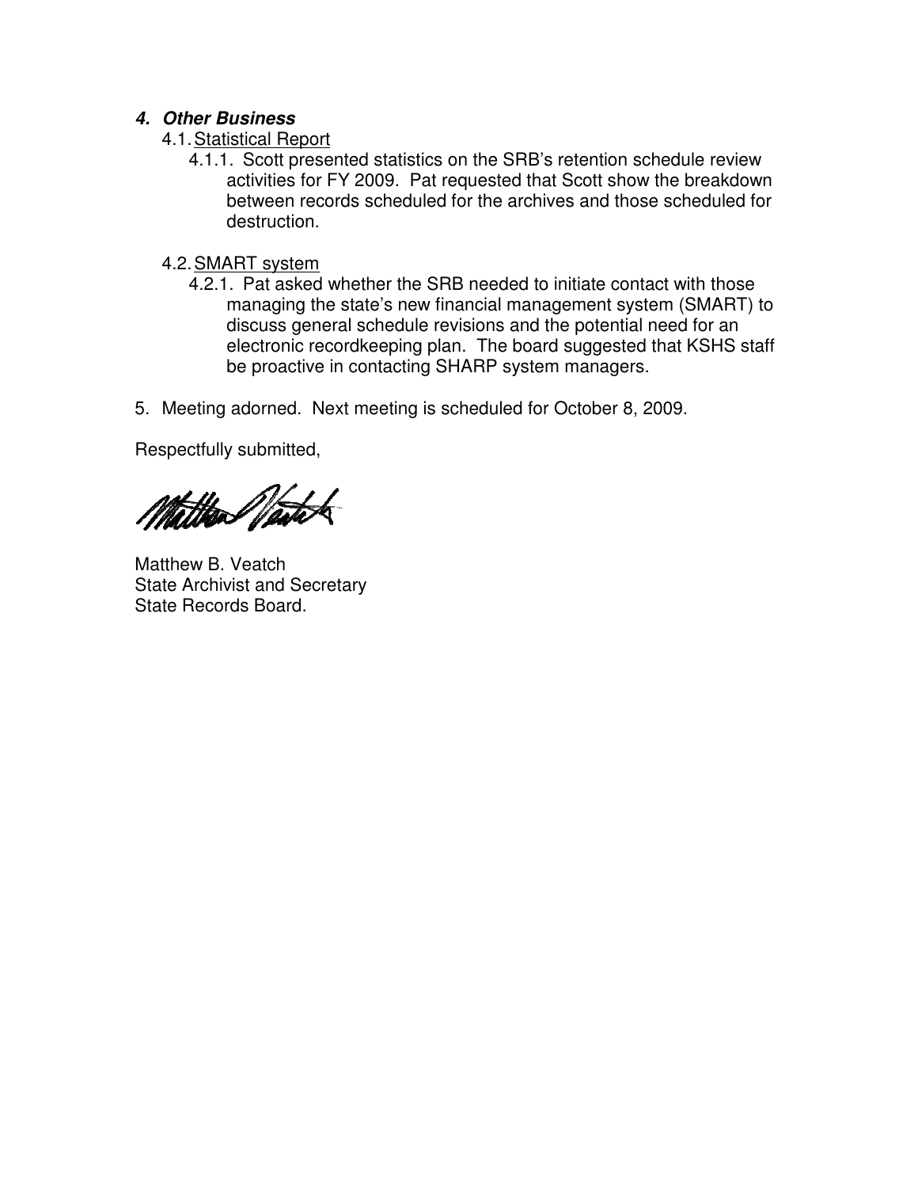***4. Other Business***

4.1. Statistical Report

4.1.1. Scott presented statistics on the SRB's retention schedule review activities for FY 2009. Pat requested that Scott show the breakdown between records scheduled for the archives and those scheduled for destruction.

4.2. SMART system

4.2.1. Pat asked whether the SRB needed to initiate contact with those managing the state's new financial management system (SMART) to discuss general schedule revisions and the potential need for an electronic recordkeeping plan. The board suggested that KSHS staff be proactive in contacting SHARP system managers.

5. Meeting adorned. Next meeting is scheduled for October 8, 2009.

Respectfully submitted,

Matthew B. Veatch
State Archivist and Secretary
State Records Board.